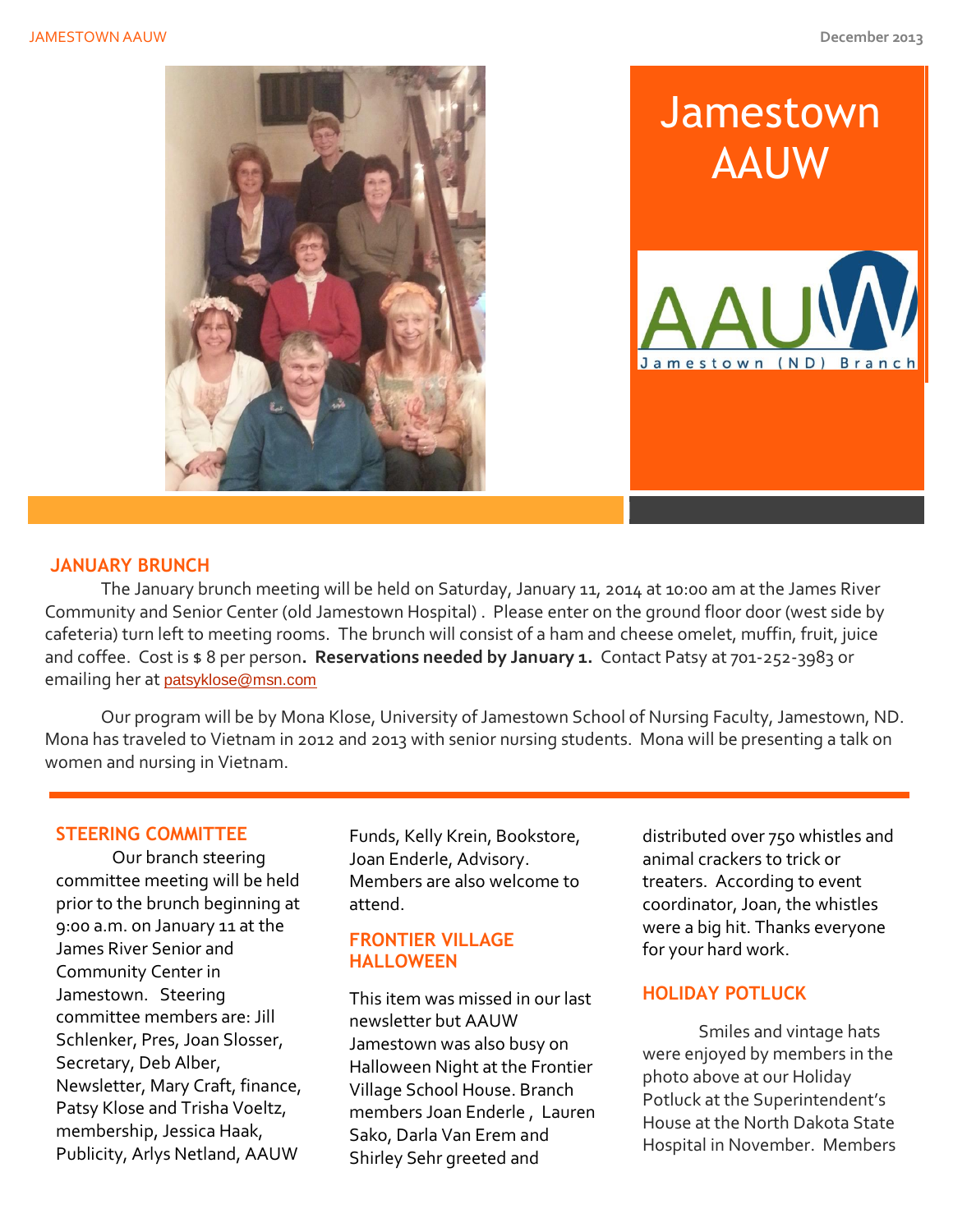# Jamestown AAUW

## JANUARY BRUNCH

The January brunch meeting will be held on Saturday, January 11, 2014 at 10:00 am at the James River Community and Senior Center (old Jamestown Hospital) . Please enter on the ground floor door (west side by cafeteria) turn left to meeting rooms. The brunch will consist of a ham and cheese omelet, muffin, fruit, juice and coffee. Cost is $ 8 per person. **Reservations needed by January 1.** Contact Patsy at 701-252-3983 or emailing her at patsyklose@msn.com

Our program will be by Mona Klose, University of Jamestown School of Nursing Faculty, Jamestown, ND. Mona has traveled to Vietnam in 2012 and 2013 with senior nursing students. Mona will be presenting a talk on women and nursing in Vietnam.

## STEERING COMMITTEE

Our branch steering committee meeting will be held prior to the brunch beginning at 9:00 a.m. on January 11 at the James River Senior and Community Center in Jamestown. Steering committee members are: Jill Schlenker, Pres, Joan Slosser, Secretary, Deb Alber, Newsletter, Mary Craft, finance, Patsy Klose and Trisha Voeltz, membership, Jessica Haak, Publicity, Arlys Netland, AAUW Funds, Kelly Krein, Bookstore, Joan Enderle, Advisory. Members are also welcome to attend.

## FRONTIER VILLAGE HALLOWEEN

This item was missed in our last newsletter but AAUW Jamestown was also busy on Halloween Night at the Frontier Village School House. Branch members Joan Enderle , Lauren Sako, Darla Van Erem and Shirley Sehr greeted and distributed over 750 whistles and animal crackers to trick or treaters. According to event coordinator, Joan, the whistles were a big hit. Thanks everyone for your hard work.

## HOLIDAY POTLUCK

Smiles and vintage hats were enjoyed by members in the photo above at our Holiday Potluck at the Superintendent's House at the North Dakota State Hospital in November. Members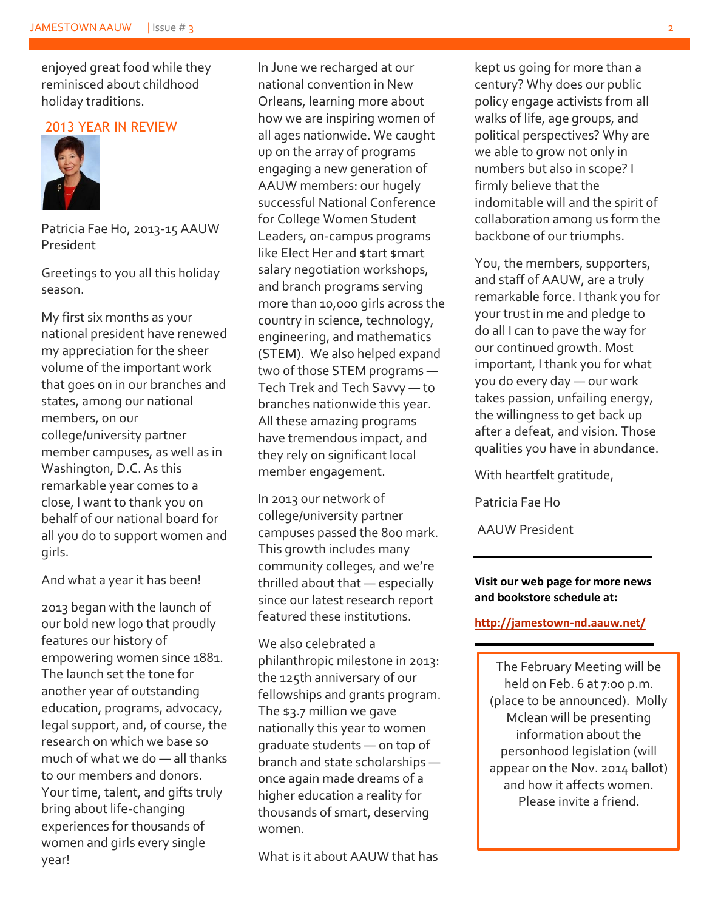enjoyed great food while they reminisced about childhood holiday traditions.

## 2013 YEAR IN REVIEW

Patricia Fae Ho, 2013-15 AAUW President

Greetings to you all this holiday season.

My first six months as your national president have renewed my appreciation for the sheer volume of the important work that goes on in our branches and states, among our national members, on our college/university partner member campuses, as well as in Washington, D.C. As this remarkable year comes to a close, I want to thank you on behalf of our national board for all you do to support women and girls.

And what a year it has been!

2013 began with the launch of our bold new logo that proudly features our history of empowering women since 1881. The launch set the tone for another year of outstanding education, programs, advocacy, legal support, and, of course, the research on which we base so much of what we do — all thanks to our members and donors. Your time, talent, and gifts truly bring about life-changing experiences for thousands of women and girls every single year!

In June we recharged at our national convention in New Orleans, learning more about how we are inspiring women of all ages nationwide. We caught up on the array of programs engaging a new generation of AAUW members: our hugely successful National Conference for College Women Student Leaders, on-campus programs like Elect Her and $tart $mart salary negotiation workshops, and branch programs serving more than 10,000 girls across the country in science, technology, engineering, and mathematics (STEM). We also helped expand two of those STEM programs — Tech Trek and Tech Savvy — to branches nationwide this year. All these amazing programs have tremendous impact, and they rely on significant local member engagement.

In 2013 our network of college/university partner campuses passed the 800 mark. This growth includes many community colleges, and we're thrilled about that — especially since our latest research report featured these institutions.

We also celebrated a philanthropic milestone in 2013: the 125th anniversary of our fellowships and grants program. The $3.7 million we gave nationally this year to women graduate students — on top of branch and state scholarships — once again made dreams of a higher education a reality for thousands of smart, deserving women.

What is it about AAUW that has kept us going for more than a century? Why does our public policy engage activists from all walks of life, age groups, and political perspectives? Why are we able to grow not only in numbers but also in scope? I firmly believe that the indomitable will and the spirit of collaboration among us form the backbone of our triumphs.

You, the members, supporters, and staff of AAUW, are a truly remarkable force. I thank you for your trust in me and pledge to do all I can to pave the way for our continued growth. Most important, I thank you for what you do every day — our work takes passion, unfailing energy, the willingness to get back up after a defeat, and vision. Those qualities you have in abundance.

With heartfelt gratitude,

Patricia Fae Ho

AAUW President

---

**Visit our web page for more news and bookstore schedule at:**

**http://jamestown-nd.aauw.net/**

---

The February Meeting will be held on Feb. 6 at 7:00 p.m. (place to be announced). Molly Mclean will be presenting information about the personhood legislation (will appear on the Nov. 2014 ballot) and how it affects women. Please invite a friend.